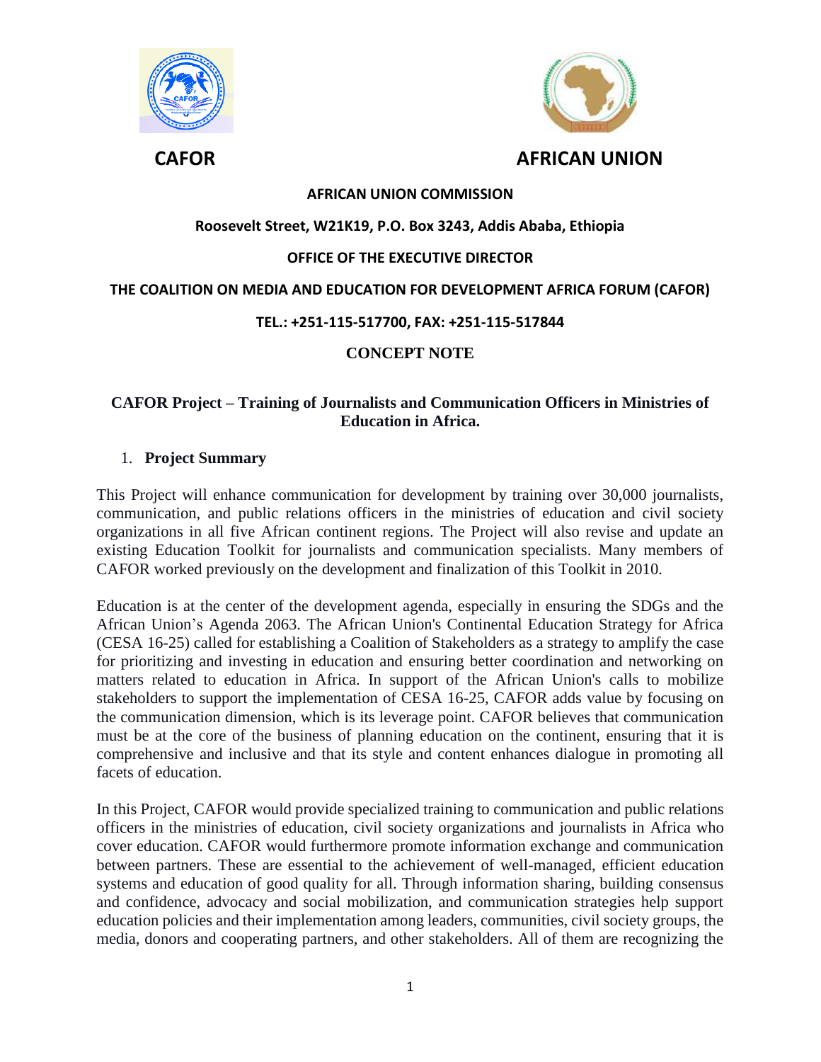**CAFOR** **AFRICAN UNION**

**AFRICAN UNION COMMISSION**

**Roosevelt Street, W21K19, P.O. Box 3243, Addis Ababa, Ethiopia**

**OFFICE OF THE EXECUTIVE DIRECTOR**

**THE COALITION ON MEDIA AND EDUCATION FOR DEVELOPMENT AFRICA FORUM (CAFOR)**

**TEL.: +251-115-517700, FAX: +251-115-517844**

# CONCEPT NOTE

## CAFOR Project – Training of Journalists and Communication Officers in Ministries of Education in Africa.

1. **Project Summary**

This Project will enhance communication for development by training over 30,000 journalists, communication, and public relations officers in the ministries of education and civil society organizations in all five African continent regions. The Project will also revise and update an existing Education Toolkit for journalists and communication specialists. Many members of CAFOR worked previously on the development and finalization of this Toolkit in 2010.

Education is at the center of the development agenda, especially in ensuring the SDGs and the African Union's Agenda 2063. The African Union's Continental Education Strategy for Africa (CESA 16-25) called for establishing a Coalition of Stakeholders as a strategy to amplify the case for prioritizing and investing in education and ensuring better coordination and networking on matters related to education in Africa. In support of the African Union's calls to mobilize stakeholders to support the implementation of CESA 16-25, CAFOR adds value by focusing on the communication dimension, which is its leverage point. CAFOR believes that communication must be at the core of the business of planning education on the continent, ensuring that it is comprehensive and inclusive and that its style and content enhances dialogue in promoting all facets of education.

In this Project, CAFOR would provide specialized training to communication and public relations officers in the ministries of education, civil society organizations and journalists in Africa who cover education. CAFOR would furthermore promote information exchange and communication between partners. These are essential to the achievement of well-managed, efficient education systems and education of good quality for all. Through information sharing, building consensus and confidence, advocacy and social mobilization, and communication strategies help support education policies and their implementation among leaders, communities, civil society groups, the media, donors and cooperating partners, and other stakeholders. All of them are recognizing the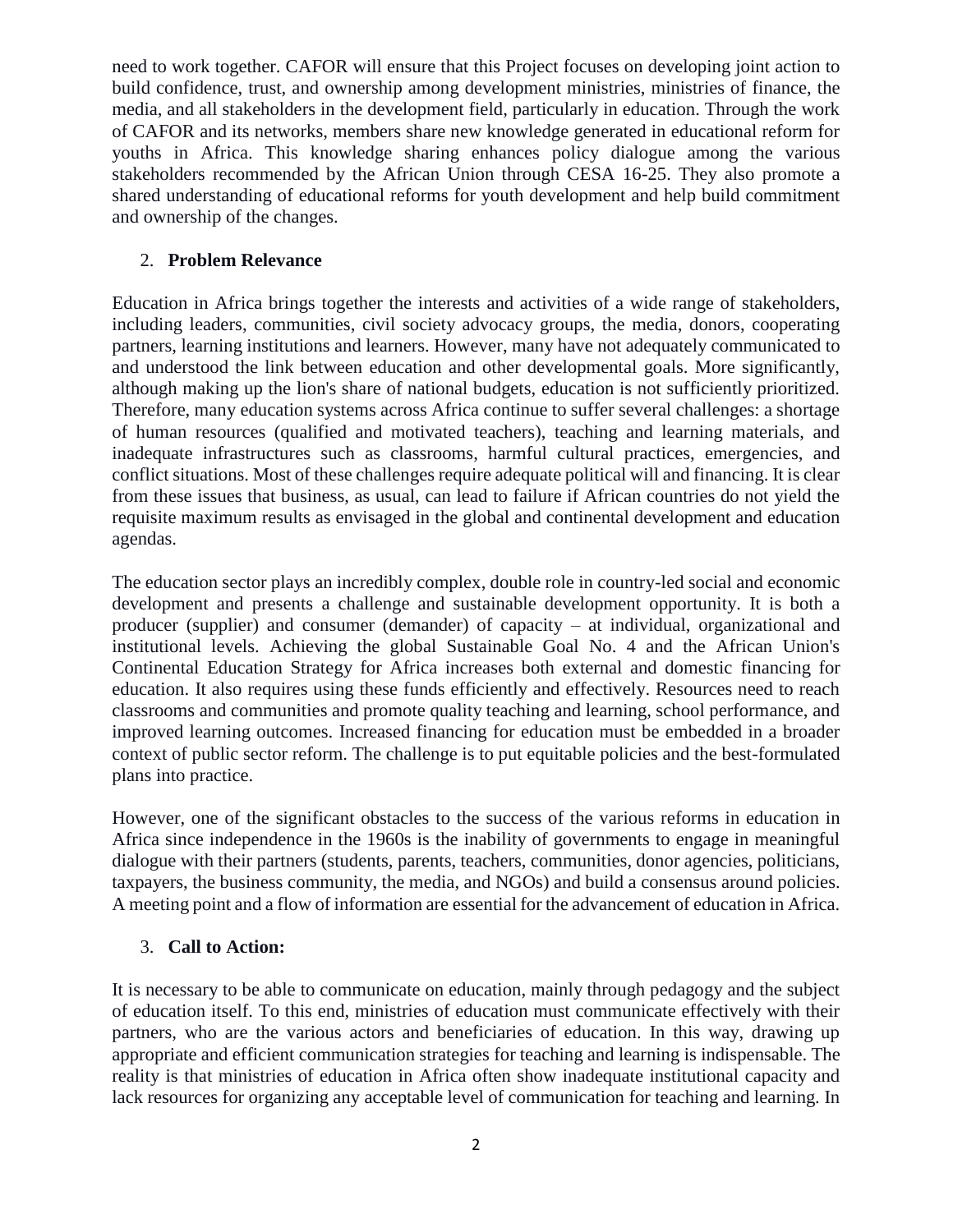need to work together. CAFOR will ensure that this Project focuses on developing joint action to build confidence, trust, and ownership among development ministries, ministries of finance, the media, and all stakeholders in the development field, particularly in education. Through the work of CAFOR and its networks, members share new knowledge generated in educational reform for youths in Africa. This knowledge sharing enhances policy dialogue among the various stakeholders recommended by the African Union through CESA 16-25. They also promote a shared understanding of educational reforms for youth development and help build commitment and ownership of the changes.

2. **Problem Relevance**

Education in Africa brings together the interests and activities of a wide range of stakeholders, including leaders, communities, civil society advocacy groups, the media, donors, cooperating partners, learning institutions and learners. However, many have not adequately communicated to and understood the link between education and other developmental goals. More significantly, although making up the lion's share of national budgets, education is not sufficiently prioritized. Therefore, many education systems across Africa continue to suffer several challenges: a shortage of human resources (qualified and motivated teachers), teaching and learning materials, and inadequate infrastructures such as classrooms, harmful cultural practices, emergencies, and conflict situations. Most of these challenges require adequate political will and financing. It is clear from these issues that business, as usual, can lead to failure if African countries do not yield the requisite maximum results as envisaged in the global and continental development and education agendas.

The education sector plays an incredibly complex, double role in country-led social and economic development and presents a challenge and sustainable development opportunity. It is both a producer (supplier) and consumer (demander) of capacity – at individual, organizational and institutional levels. Achieving the global Sustainable Goal No. 4 and the African Union's Continental Education Strategy for Africa increases both external and domestic financing for education. It also requires using these funds efficiently and effectively. Resources need to reach classrooms and communities and promote quality teaching and learning, school performance, and improved learning outcomes. Increased financing for education must be embedded in a broader context of public sector reform. The challenge is to put equitable policies and the best-formulated plans into practice.

However, one of the significant obstacles to the success of the various reforms in education in Africa since independence in the 1960s is the inability of governments to engage in meaningful dialogue with their partners (students, parents, teachers, communities, donor agencies, politicians, taxpayers, the business community, the media, and NGOs) and build a consensus around policies. A meeting point and a flow of information are essential for the advancement of education in Africa.

3. **Call to Action:**

It is necessary to be able to communicate on education, mainly through pedagogy and the subject of education itself. To this end, ministries of education must communicate effectively with their partners, who are the various actors and beneficiaries of education. In this way, drawing up appropriate and efficient communication strategies for teaching and learning is indispensable. The reality is that ministries of education in Africa often show inadequate institutional capacity and lack resources for organizing any acceptable level of communication for teaching and learning. In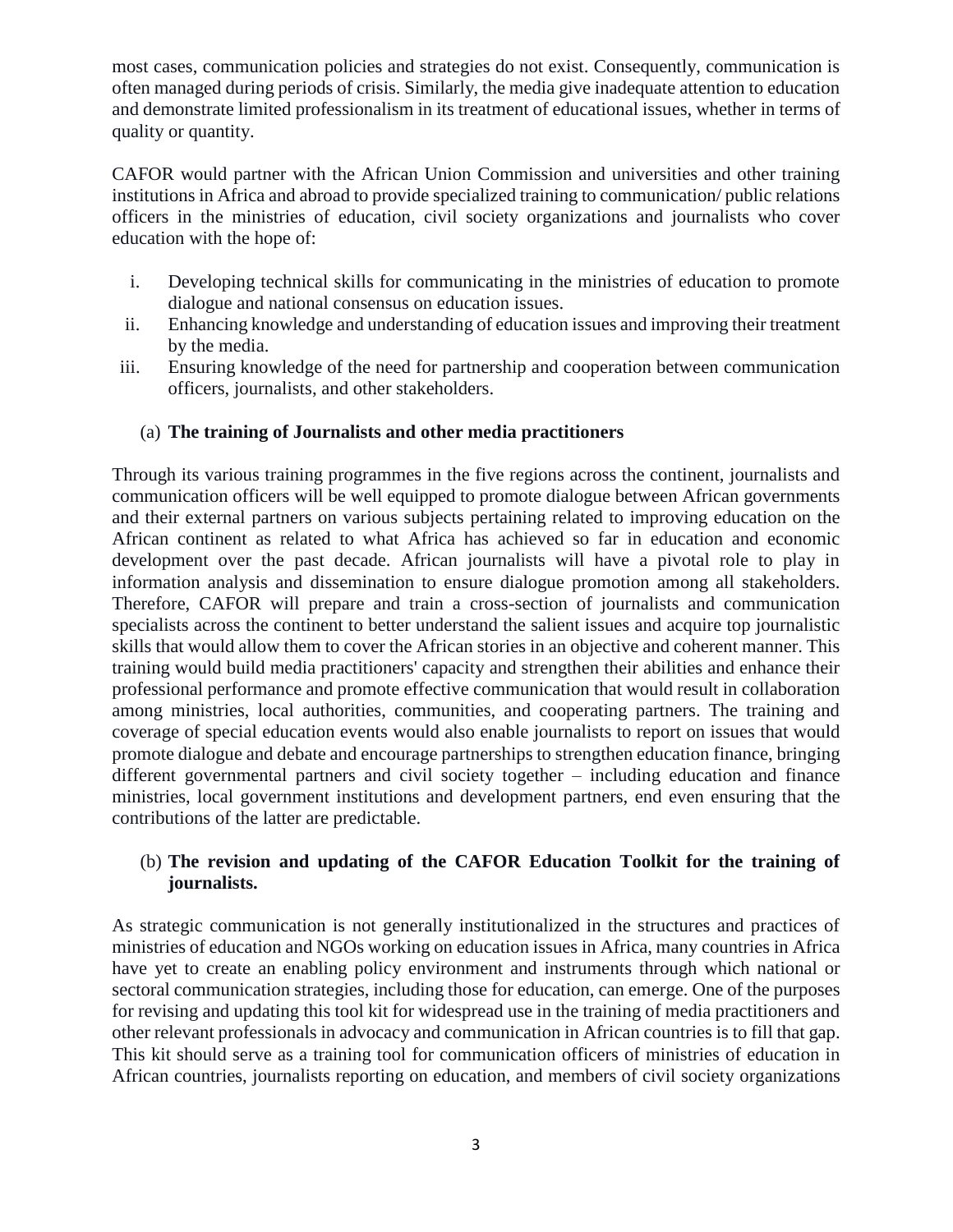most cases, communication policies and strategies do not exist. Consequently, communication is often managed during periods of crisis. Similarly, the media give inadequate attention to education and demonstrate limited professionalism in its treatment of educational issues, whether in terms of quality or quantity.

CAFOR would partner with the African Union Commission and universities and other training institutions in Africa and abroad to provide specialized training to communication/ public relations officers in the ministries of education, civil society organizations and journalists who cover education with the hope of:

i. Developing technical skills for communicating in the ministries of education to promote dialogue and national consensus on education issues.
ii. Enhancing knowledge and understanding of education issues and improving their treatment by the media.
iii. Ensuring knowledge of the need for partnership and cooperation between communication officers, journalists, and other stakeholders.

(a) **The training of Journalists and other media practitioners**

Through its various training programmes in the five regions across the continent, journalists and communication officers will be well equipped to promote dialogue between African governments and their external partners on various subjects pertaining related to improving education on the African continent as related to what Africa has achieved so far in education and economic development over the past decade. African journalists will have a pivotal role to play in information analysis and dissemination to ensure dialogue promotion among all stakeholders. Therefore, CAFOR will prepare and train a cross-section of journalists and communication specialists across the continent to better understand the salient issues and acquire top journalistic skills that would allow them to cover the African stories in an objective and coherent manner. This training would build media practitioners' capacity and strengthen their abilities and enhance their professional performance and promote effective communication that would result in collaboration among ministries, local authorities, communities, and cooperating partners. The training and coverage of special education events would also enable journalists to report on issues that would promote dialogue and debate and encourage partnerships to strengthen education finance, bringing different governmental partners and civil society together – including education and finance ministries, local government institutions and development partners, end even ensuring that the contributions of the latter are predictable.

(b) **The revision and updating of the CAFOR Education Toolkit for the training of journalists.**

As strategic communication is not generally institutionalized in the structures and practices of ministries of education and NGOs working on education issues in Africa, many countries in Africa have yet to create an enabling policy environment and instruments through which national or sectoral communication strategies, including those for education, can emerge. One of the purposes for revising and updating this tool kit for widespread use in the training of media practitioners and other relevant professionals in advocacy and communication in African countries is to fill that gap. This kit should serve as a training tool for communication officers of ministries of education in African countries, journalists reporting on education, and members of civil society organizations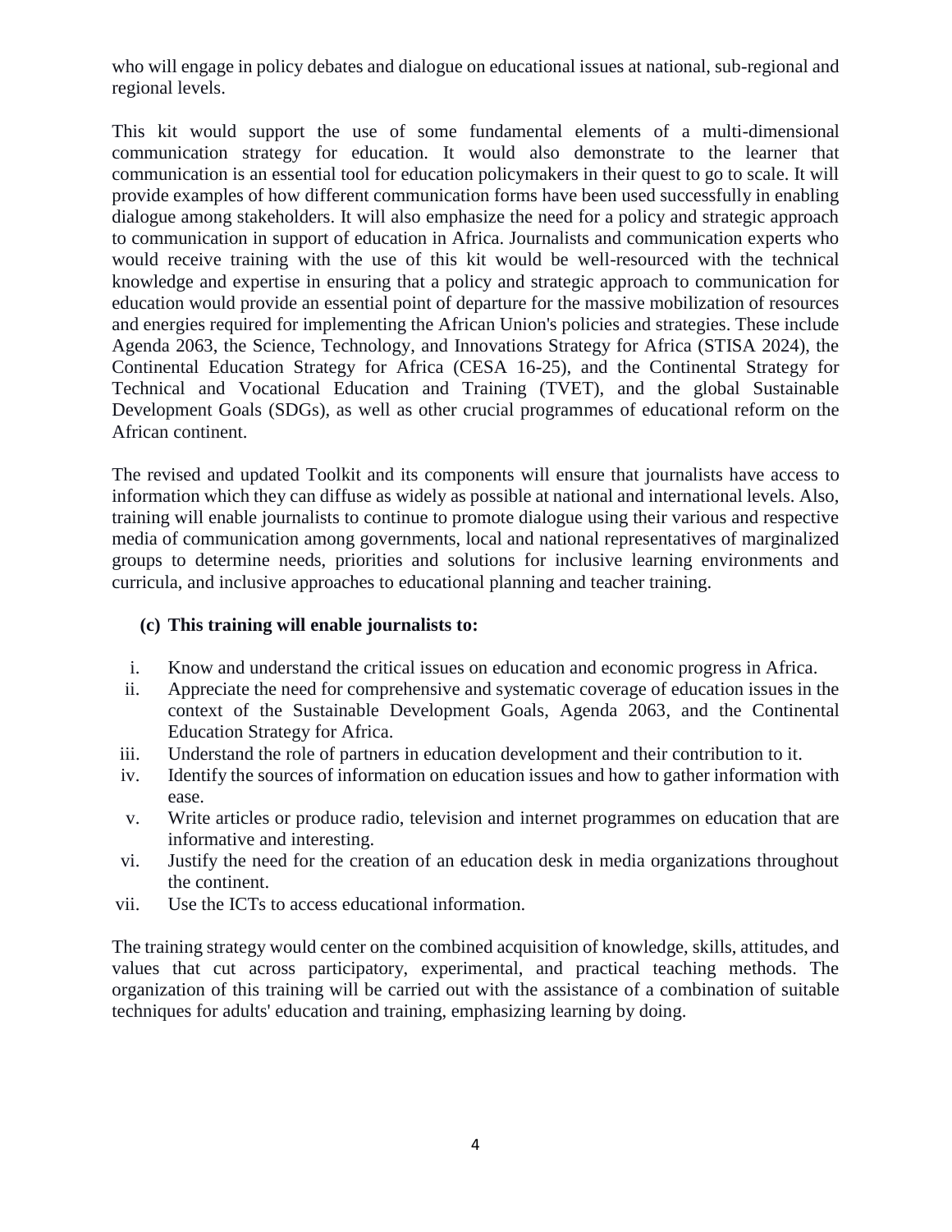who will engage in policy debates and dialogue on educational issues at national, sub-regional and regional levels.

This kit would support the use of some fundamental elements of a multi-dimensional communication strategy for education. It would also demonstrate to the learner that communication is an essential tool for education policymakers in their quest to go to scale. It will provide examples of how different communication forms have been used successfully in enabling dialogue among stakeholders. It will also emphasize the need for a policy and strategic approach to communication in support of education in Africa. Journalists and communication experts who would receive training with the use of this kit would be well-resourced with the technical knowledge and expertise in ensuring that a policy and strategic approach to communication for education would provide an essential point of departure for the massive mobilization of resources and energies required for implementing the African Union's policies and strategies. These include Agenda 2063, the Science, Technology, and Innovations Strategy for Africa (STISA 2024), the Continental Education Strategy for Africa (CESA 16-25), and the Continental Strategy for Technical and Vocational Education and Training (TVET), and the global Sustainable Development Goals (SDGs), as well as other crucial programmes of educational reform on the African continent.

The revised and updated Toolkit and its components will ensure that journalists have access to information which they can diffuse as widely as possible at national and international levels. Also, training will enable journalists to continue to promote dialogue using their various and respective media of communication among governments, local and national representatives of marginalized groups to determine needs, priorities and solutions for inclusive learning environments and curricula, and inclusive approaches to educational planning and teacher training.

**(c) This training will enable journalists to:**

i. Know and understand the critical issues on education and economic progress in Africa.
ii. Appreciate the need for comprehensive and systematic coverage of education issues in the context of the Sustainable Development Goals, Agenda 2063, and the Continental Education Strategy for Africa.
iii. Understand the role of partners in education development and their contribution to it.
iv. Identify the sources of information on education issues and how to gather information with ease.
v. Write articles or produce radio, television and internet programmes on education that are informative and interesting.
vi. Justify the need for the creation of an education desk in media organizations throughout the continent.
vii. Use the ICTs to access educational information.

The training strategy would center on the combined acquisition of knowledge, skills, attitudes, and values that cut across participatory, experimental, and practical teaching methods. The organization of this training will be carried out with the assistance of a combination of suitable techniques for adults' education and training, emphasizing learning by doing.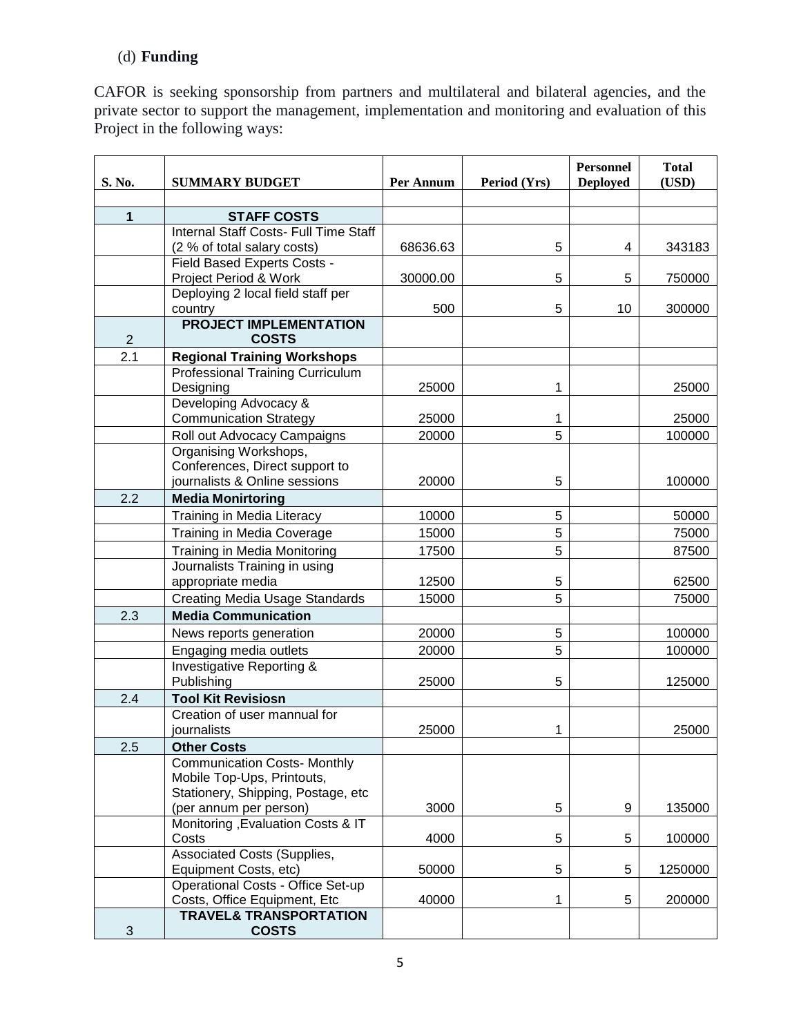(d) **Funding**

CAFOR is seeking sponsorship from partners and multilateral and bilateral agencies, and the private sector to support the management, implementation and monitoring and evaluation of this Project in the following ways:

| S. No. | SUMMARY BUDGET | Per Annum | Period (Yrs) | Personnel Deployed | Total (USD) |
|---|---|---|---|---|---|
| | | | | | |
| **1** | **STAFF COSTS** | | | | |
| | Internal Staff Costs- Full Time Staff (2 % of total salary costs) | 68636.63 | 5 | 4 | 343183 |
| | Field Based Experts Costs - Project Period & Work | 30000.00 | 5 | 5 | 750000 |
| | Deploying 2 local field staff per country | 500 | 5 | 10 | 300000 |
| 2 | **PROJECT IMPLEMENTATION COSTS** | | | | |
| 2.1 | **Regional Training Workshops** | | | | |
| | Professional Training Curriculum Designing | 25000 | 1 | | 25000 |
| | Developing Advocacy & Communication Strategy | 25000 | 1 | | 25000 |
| | Roll out Advocacy Campaigns | 20000 | 5 | | 100000 |
| | Organising Workshops, Conferences, Direct support to journalists & Online sessions | 20000 | 5 | | 100000 |
| 2.2 | **Media Monirtoring** | | | | |
| | Training in Media Literacy | 10000 | 5 | | 50000 |
| | Training in Media Coverage | 15000 | 5 | | 75000 |
| | Training in Media Monitoring | 17500 | 5 | | 87500 |
| | Journalists Training in using appropriate media | 12500 | 5 | | 62500 |
| | Creating Media Usage Standards | 15000 | 5 | | 75000 |
| 2.3 | **Media Communication** | | | | |
| | News reports generation | 20000 | 5 | | 100000 |
| | Engaging media outlets | 20000 | 5 | | 100000 |
| | Investigative Reporting & Publishing | 25000 | 5 | | 125000 |
| 2.4 | **Tool Kit Revisiosn** | | | | |
| | Creation of user mannual for journalists | 25000 | 1 | | 25000 |
| 2.5 | **Other Costs** | | | | |
| | Communication Costs- Monthly Mobile Top-Ups, Printouts, Stationery, Shipping, Postage, etc (per annum per person) | 3000 | 5 | 9 | 135000 |
| | Monitoring ,Evaluation Costs & IT Costs | 4000 | 5 | 5 | 100000 |
| | Associated Costs (Supplies, Equipment Costs, etc) | 50000 | 5 | 5 | 1250000 |
| | Operational Costs - Office Set-up Costs, Office Equipment, Etc | 40000 | 1 | 5 | 200000 |
| 3 | **TRAVEL& TRANSPORTATION COSTS** | | | | |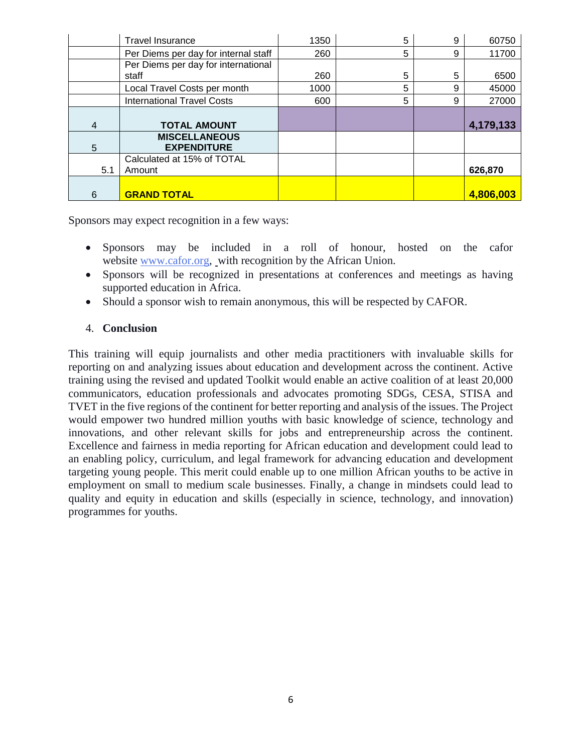| | | | | | |
|---|---|---|---|---|---|
| | Travel Insurance | 1350 | 5 | 9 | 60750 |
| | Per Diems per day for internal staff | 260 | 5 | 9 | 11700 |
| | Per Diems per day for international staff | 260 | 5 | 5 | 6500 |
| | Local Travel Costs per month | 1000 | 5 | 9 | 45000 |
| | International Travel Costs | 600 | 5 | 9 | 27000 |
| 4 | **TOTAL AMOUNT** | | | | **4,179,133** |
| 5 | **MISCELLANEOUS EXPENDITURE** | | | | |
| 5.1 | Calculated at 15% of TOTAL Amount | | | | **626,870** |
| 6 | **GRAND TOTAL** | | | | **4,806,003** |

Sponsors may expect recognition in a few ways:

- Sponsors may be included in a roll of honour, hosted on the cafor website www.cafor.org, with recognition by the African Union.
- Sponsors will be recognized in presentations at conferences and meetings as having supported education in Africa.
- Should a sponsor wish to remain anonymous, this will be respected by CAFOR.

## 4. Conclusion

This training will equip journalists and other media practitioners with invaluable skills for reporting on and analyzing issues about education and development across the continent. Active training using the revised and updated Toolkit would enable an active coalition of at least 20,000 communicators, education professionals and advocates promoting SDGs, CESA, STISA and TVET in the five regions of the continent for better reporting and analysis of the issues. The Project would empower two hundred million youths with basic knowledge of science, technology and innovations, and other relevant skills for jobs and entrepreneurship across the continent. Excellence and fairness in media reporting for African education and development could lead to an enabling policy, curriculum, and legal framework for advancing education and development targeting young people. This merit could enable up to one million African youths to be active in employment on small to medium scale businesses. Finally, a change in mindsets could lead to quality and equity in education and skills (especially in science, technology, and innovation) programmes for youths.